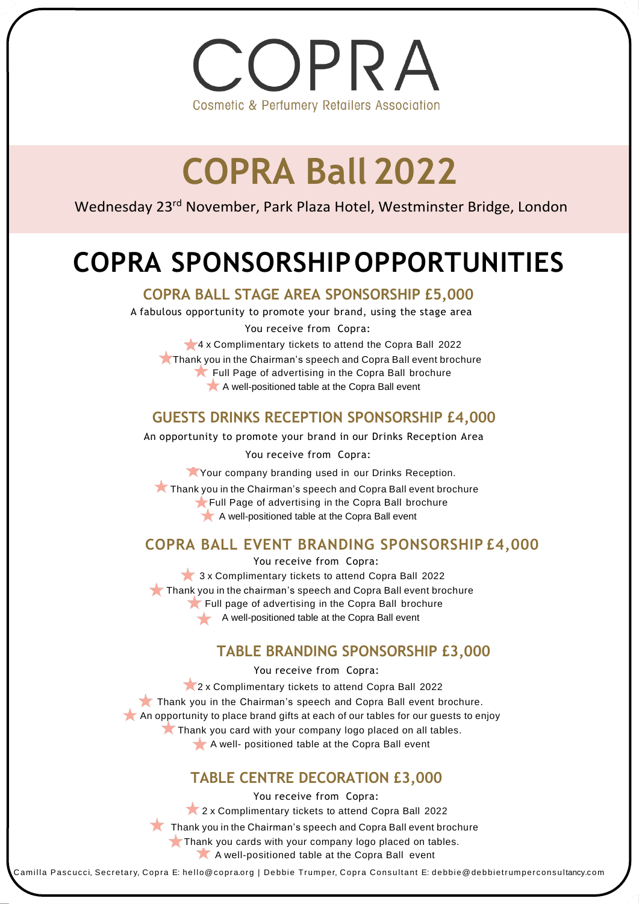# COPRA

Cosmetic & Perfumery Retailers Association

# COPRA Ball 2022

Wednesday 23rd November, Park Plaza Hotel, Westminster Bridge, London

## COPRA SPONSORSHIP OPPORTUNITIES

### COPRA BALL STAGE AREA SPONSORSHIP £5,000

A fabulous opportunity to promote your brand, using the stage area

You receive from Copra:

- 4 x Complimentary tickets to attend the Copra Ball 2022
- Thank you in the Chairman's speech and Copra Ball event brochure
- Full Page of advertising in the Copra Ball brochure
- A well-positioned table at the Copra Ball event

### GUESTS DRINKS RECEPTION SPONSORSHIP £4,000

An opportunity to promote your brand in our Drinks Reception Area

You receive from Copra:

- Your company branding used in our Drinks Reception.
- Thank you in the Chairman's speech and Copra Ball event brochure
- Full Page of advertising in the Copra Ball brochure
- A well-positioned table at the Copra Ball event

### COPRA BALL EVENT BRANDING SPONSORSHIP £4,000

You receive from Copra:

- 3 x Complimentary tickets to attend Copra Ball 2022
- Thank you in the chairman's speech and Copra Ball event brochure
- Full page of advertising in the Copra Ball brochure
- A well-positioned table at the Copra Ball event

### TABLE BRANDING SPONSORSHIP £3,000

You receive from Copra:

- 2 x Complimentary tickets to attend Copra Ball 2022
- Thank you in the Chairman's speech and Copra Ball event brochure.
- An opportunity to place brand gifts at each of our tables for our guests to enjoy
- Thank you card with your company logo placed on all tables.
- A well- positioned table at the Copra Ball event

### TABLE CENTRE DECORATION £3,000

You receive from Copra:

- 2 x Complimentary tickets to attend Copra Ball 2022
- Thank you in the Chairman's speech and Copra Ball event brochure
- Thank you cards with your company logo placed on tables.
- A well-positioned table at the Copra Ball event

Camilla Pascucci, Secretary, Copra E: hello@copra.org | Debbie Trumper, Copra Consultant E: debbie@debbietrumperconsultancy.com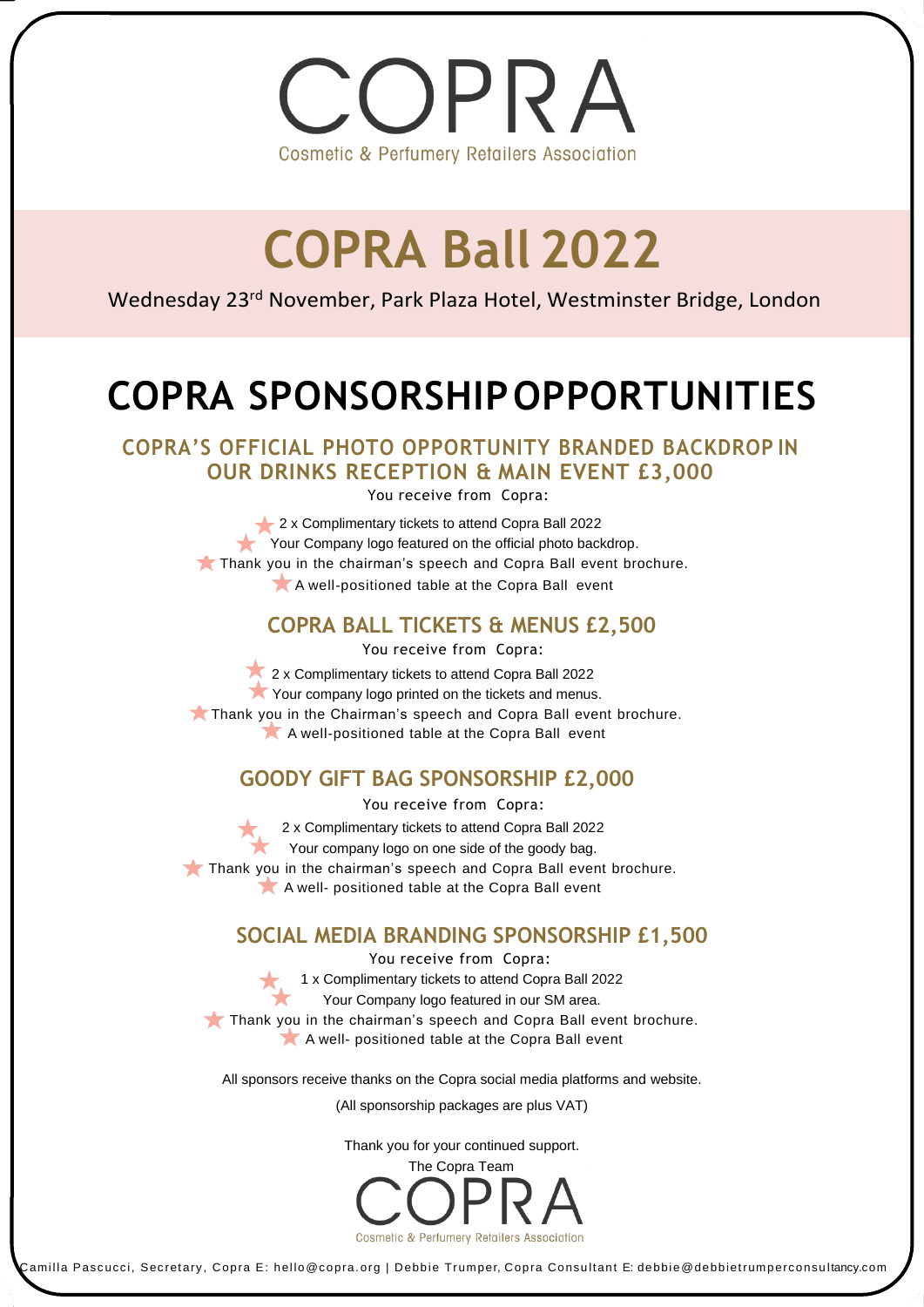# COPRA

Cosmetic & Perfumery Retailers Association

# COPRA Ball 2022

Wednesday 23rd November, Park Plaza Hotel, Westminster Bridge, London

# COPRA SPONSORSHIP OPPORTUNITIES

## COPRA'S OFFICIAL PHOTO OPPORTUNITY BRANDED BACKDROP IN OUR DRINKS RECEPTION & MAIN EVENT £3,000

You receive from Copra:

- 2 x Complimentary tickets to attend Copra Ball 2022
- Your Company logo featured on the official photo backdrop.
- Thank you in the chairman's speech and Copra Ball event brochure.
- A well-positioned table at the Copra Ball event

## COPRA BALL TICKETS & MENUS £2,500

You receive from Copra:

- 2 x Complimentary tickets to attend Copra Ball 2022
- Your company logo printed on the tickets and menus.
- Thank you in the Chairman's speech and Copra Ball event brochure.
- A well-positioned table at the Copra Ball event

## GOODY GIFT BAG SPONSORSHIP £2,000

You receive from Copra:

- 2 x Complimentary tickets to attend Copra Ball 2022
- Your company logo on one side of the goody bag.
- Thank you in the chairman's speech and Copra Ball event brochure.
- A well- positioned table at the Copra Ball event

## SOCIAL MEDIA BRANDING SPONSORSHIP £1,500

You receive from Copra:

- 1 x Complimentary tickets to attend Copra Ball 2022
- Your Company logo featured in our SM area.
- Thank you in the chairman's speech and Copra Ball event brochure.
- A well- positioned table at the Copra Ball event

All sponsors receive thanks on the Copra social media platforms and website.

(All sponsorship packages are plus VAT)

Thank you for your continued support.

The Copra Team

COPRA

Cosmetic & Perfumery Retailers Association

Camilla Pascucci, Secretary, Copra E: hello@copra.org | Debbie Trumper, Copra Consultant E: debbie@debbietrumperconsultancy.com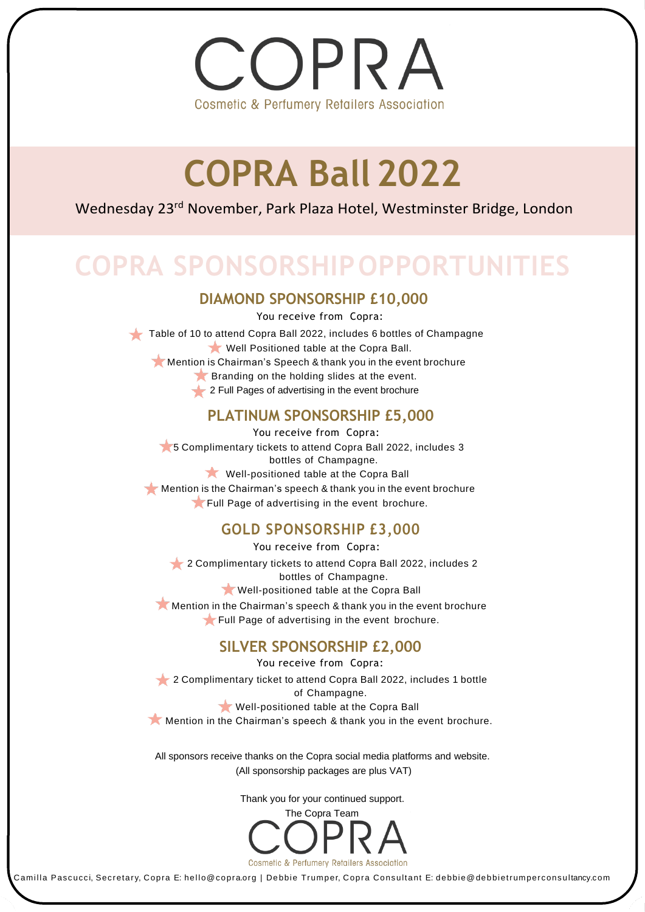# COPRA

Cosmetic & Perfumery Retailers Association

# COPRA Ball 2022

Wednesday 23rd November, Park Plaza Hotel, Westminster Bridge, London

# COPRA SPONSORSHIP OPPORTUNITIES

## DIAMOND SPONSORSHIP £10,000

You receive from Copra:

- Table of 10 to attend Copra Ball 2022, includes 6 bottles of Champagne
- Well Positioned table at the Copra Ball.
- Mention is Chairman's Speech & thank you in the event brochure
- Branding on the holding slides at the event.
- 2 Full Pages of advertising in the event brochure

## PLATINUM SPONSORSHIP £5,000

You receive from Copra:

- 5 Complimentary tickets to attend Copra Ball 2022, includes 3 bottles of Champagne.
- Well-positioned table at the Copra Ball
- Mention is the Chairman's speech & thank you in the event brochure
- Full Page of advertising in the event brochure.

## GOLD SPONSORSHIP £3,000

You receive from Copra:

- 2 Complimentary tickets to attend Copra Ball 2022, includes 2 bottles of Champagne.
- Well-positioned table at the Copra Ball
- Mention in the Chairman's speech & thank you in the event brochure
- Full Page of advertising in the event brochure.

## SILVER SPONSORSHIP £2,000

You receive from Copra:

- 2 Complimentary ticket to attend Copra Ball 2022, includes 1 bottle of Champagne.
- Well-positioned table at the Copra Ball
- Mention in the Chairman's speech & thank you in the event brochure.

All sponsors receive thanks on the Copra social media platforms and website.
(All sponsorship packages are plus VAT)

Thank you for your continued support.
The Copra Team

COPRA
Cosmetic & Perfumery Retailers Association

Camilla Pascucci, Secretary, Copra E: hello@copra.org | Debbie Trumper, Copra Consultant E: debbie@debbietrumperconsultancy.com